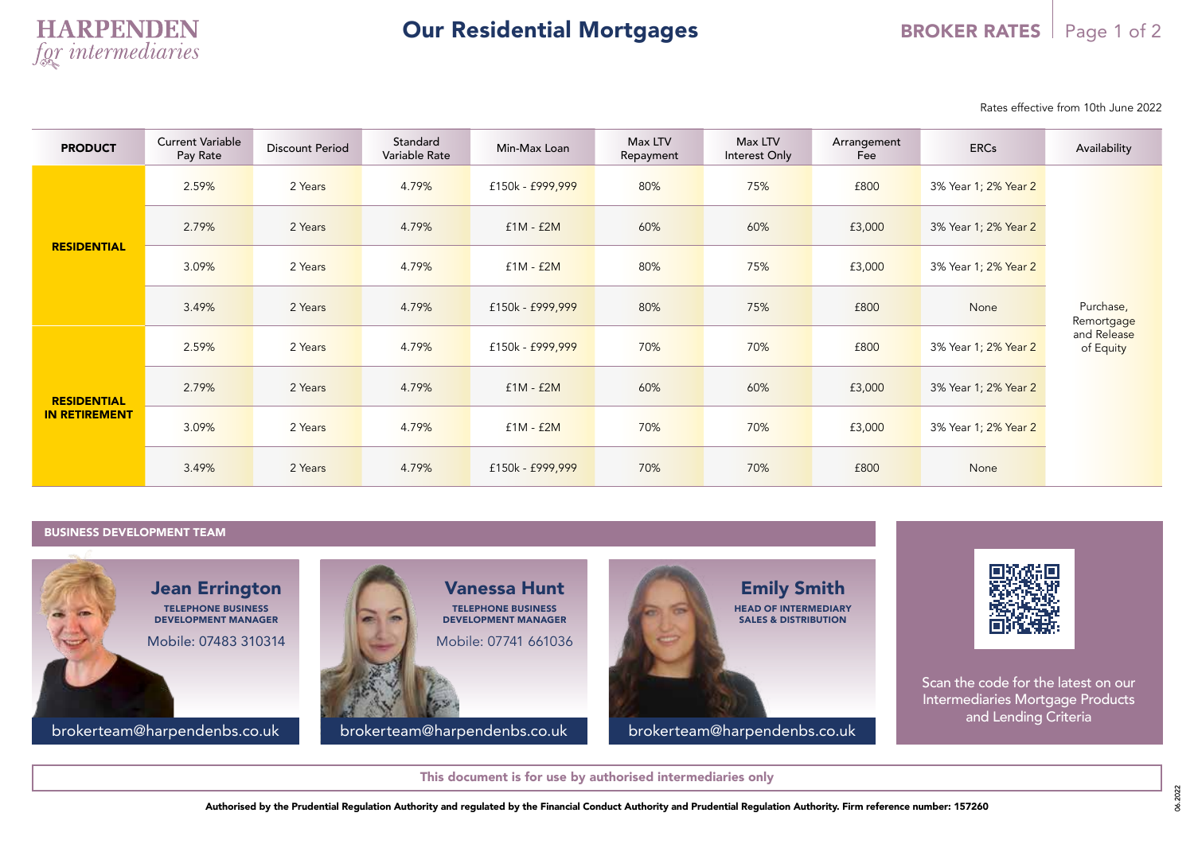# HARPENDEN *for intermediaries*

# Our Residential Mortgages

**BROKER RATES**

Rates effective from 10th June 2022

| PRODUCT | Current Variable Pay Rate | Discount Period | Standard Variable Rate | Min-Max Loan | Max LTV Repayment | Max LTV Interest Only | Arrangement Fee | ERCs | Availability |
|---|---|---|---|---|---|---|---|---|---|
| **RESIDENTIAL** | 2.59% | 2 Years | 4.79% | £150k - £999,999 | 80% | 75% | £800 | 3% Year 1; 2% Year 2 | Purchase, Remortgage and Release of Equity |
| | 2.79% | 2 Years | 4.79% | £1M - £2M | 60% | 60% | £3,000 | 3% Year 1; 2% Year 2 | |
| | 3.09% | 2 Years | 4.79% | £1M - £2M | 80% | 75% | £3,000 | 3% Year 1; 2% Year 2 | |
| | 3.49% | 2 Years | 4.79% | £150k - £999,999 | 80% | 75% | £800 | None | |
| **RESIDENTIAL IN RETIREMENT** | 2.59% | 2 Years | 4.79% | £150k - £999,999 | 70% | 70% | £800 | 3% Year 1; 2% Year 2 | |
| | 2.79% | 2 Years | 4.79% | £1M - £2M | 60% | 60% | £3,000 | 3% Year 1; 2% Year 2 | |
| | 3.09% | 2 Years | 4.79% | £1M - £2M | 70% | 70% | £3,000 | 3% Year 1; 2% Year 2 | |
| | 3.49% | 2 Years | 4.79% | £150k - £999,999 | 70% | 70% | £800 | None | |

## BUSINESS DEVELOPMENT TEAM

**Jean Errington**
TELEPHONE BUSINESS DEVELOPMENT MANAGER
Mobile: 07483 310314
brokerteam@harpendenbs.co.uk

**Vanessa Hunt**
TELEPHONE BUSINESS DEVELOPMENT MANAGER
Mobile: 07741 661036
brokerteam@harpendenbs.co.uk

**Emily Smith**
HEAD OF INTERMEDIARY SALES & DISTRIBUTION
brokerteam@harpendenbs.co.uk

Scan the code for the latest on our Intermediaries Mortgage Products and Lending Criteria

**This document is for use by authorised intermediaries only**

**Authorised by the Prudential Regulation Authority and regulated by the Financial Conduct Authority and Prudential Regulation Authority. Firm reference number: 157260**

06.2022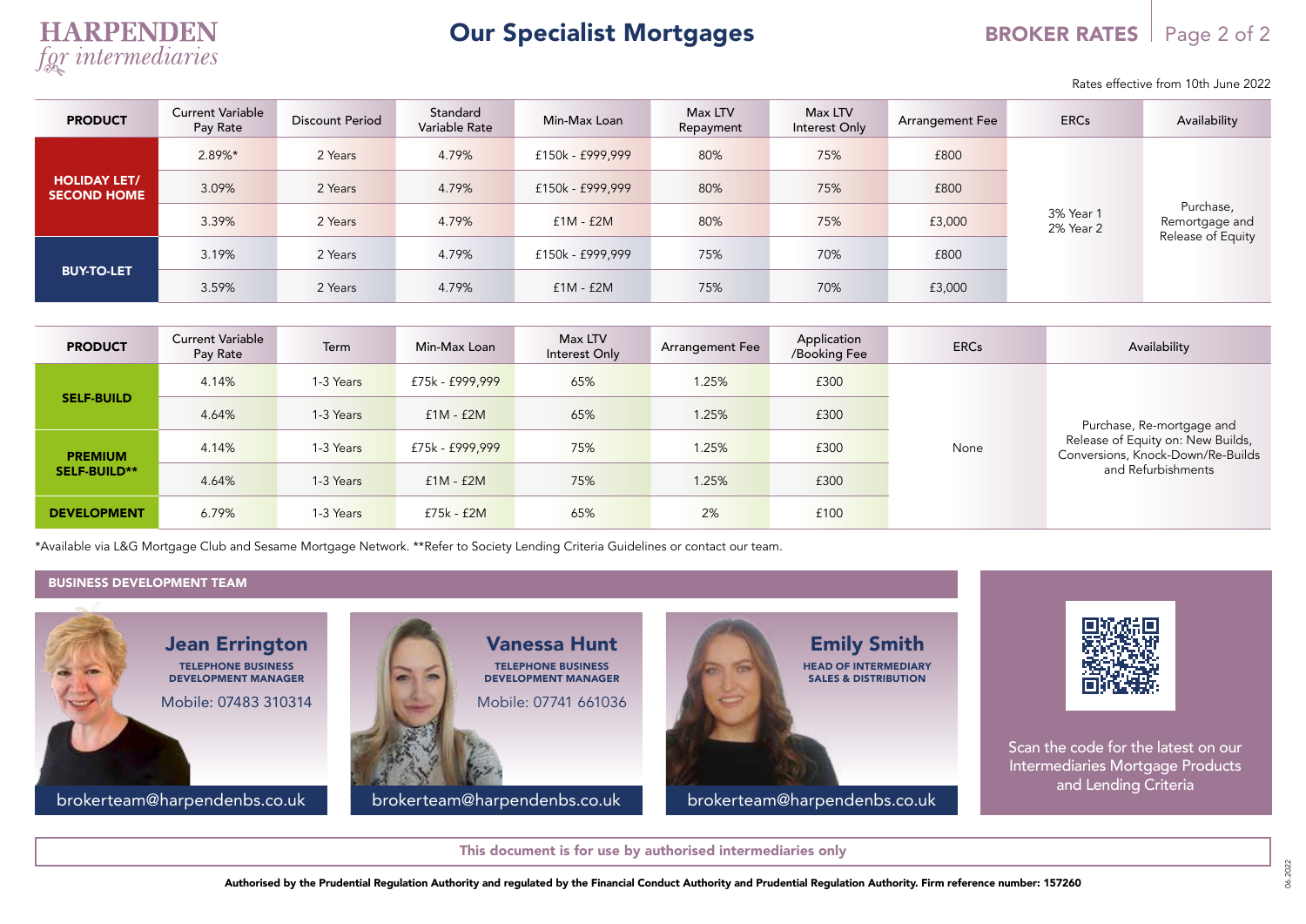# HARPENDEN *for intermediaries*

## Our Specialist Mortgages

**BROKER RATES**

Rates effective from 10th June 2022

| PRODUCT | Current Variable Pay Rate | Discount Period | Standard Variable Rate | Min-Max Loan | Max LTV Repayment | Max LTV Interest Only | Arrangement Fee | ERCs | Availability |
|---|---|---|---|---|---|---|---|---|---|
| HOLIDAY LET/ SECOND HOME | 2.89%* | 2 Years | 4.79% | £150k - £999,999 | 80% | 75% | £800 | 3% Year 1 2% Year 2 | Purchase, Remortgage and Release of Equity |
| | 3.09% | 2 Years | 4.79% | £150k - £999,999 | 80% | 75% | £800 | | |
| | 3.39% | 2 Years | 4.79% | £1M - £2M | 80% | 75% | £3,000 | | |
| BUY-TO-LET | 3.19% | 2 Years | 4.79% | £150k - £999,999 | 75% | 70% | £800 | | |
| | 3.59% | 2 Years | 4.79% | £1M - £2M | 75% | 70% | £3,000 | | |

| PRODUCT | Current Variable Pay Rate | Term | Min-Max Loan | Max LTV Interest Only | Arrangement Fee | Application /Booking Fee | ERCs | Availability |
|---|---|---|---|---|---|---|---|---|
| SELF-BUILD | 4.14% | 1-3 Years | £75k - £999,999 | 65% | 1.25% | £300 | None | Purchase, Re-mortgage and Release of Equity on: New Builds, Conversions, Knock-Down/Re-Builds and Refurbishments |
| | 4.64% | 1-3 Years | £1M - £2M | 65% | 1.25% | £300 | | |
| PREMIUM SELF-BUILD** | 4.14% | 1-3 Years | £75k - £999,999 | 75% | 1.25% | £300 | | |
| | 4.64% | 1-3 Years | £1M - £2M | 75% | 1.25% | £300 | | |
| DEVELOPMENT | 6.79% | 1-3 Years | £75k - £2M | 65% | 2% | £100 | | |

*Available via L&G Mortgage Club and Sesame Mortgage Network. **Refer to Society Lending Criteria Guidelines or contact our team.

### BUSINESS DEVELOPMENT TEAM

**Jean Errington**
TELEPHONE BUSINESS DEVELOPMENT MANAGER
Mobile: 07483 310314
brokerteam@harpendenbs.co.uk

**Vanessa Hunt**
TELEPHONE BUSINESS DEVELOPMENT MANAGER
Mobile: 07741 661036
brokerteam@harpendenbs.co.uk

**Emily Smith**
HEAD OF INTERMEDIARY SALES & DISTRIBUTION
brokerteam@harpendenbs.co.uk

Scan the code for the latest on our Intermediaries Mortgage Products and Lending Criteria

**This document is for use by authorised intermediaries only**

**Authorised by the Prudential Regulation Authority and regulated by the Financial Conduct Authority and Prudential Regulation Authority. Firm reference number: 157260**

06.2022